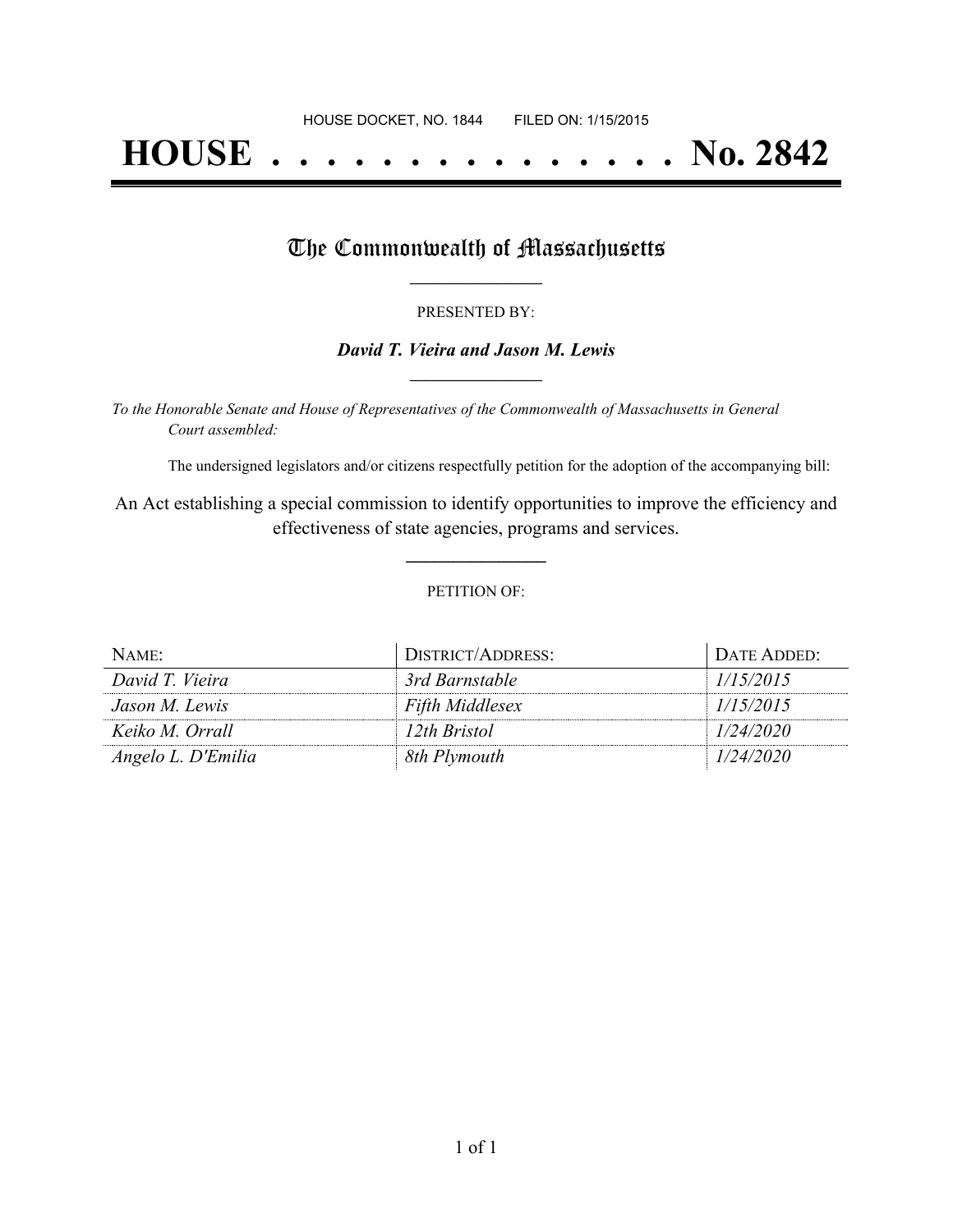HOUSE DOCKET, NO. 1844        FILED ON: 1/15/2015

# HOUSE . . . . . . . . . . . . . . . No. 2842

## The Commonwealth of Massachusetts

PRESENTED BY:

***David T. Vieira and Jason M. Lewis***

*To the Honorable Senate and House of Representatives of the Commonwealth of Massachusetts in General Court assembled:*

The undersigned legislators and/or citizens respectfully petition for the adoption of the accompanying bill:

An Act establishing a special commission to identify opportunities to improve the efficiency and effectiveness of state agencies, programs and services.

PETITION OF:

| NAME: | DISTRICT/ADDRESS: | DATE ADDED: |
| --- | --- | --- |
| *David T. Vieira* | *3rd Barnstable* | *1/15/2015* |
| *Jason M. Lewis* | *Fifth Middlesex* | *1/15/2015* |
| *Keiko M. Orrall* | *12th Bristol* | *1/24/2020* |
| *Angelo L. D'Emilia* | *8th Plymouth* | *1/24/2020* |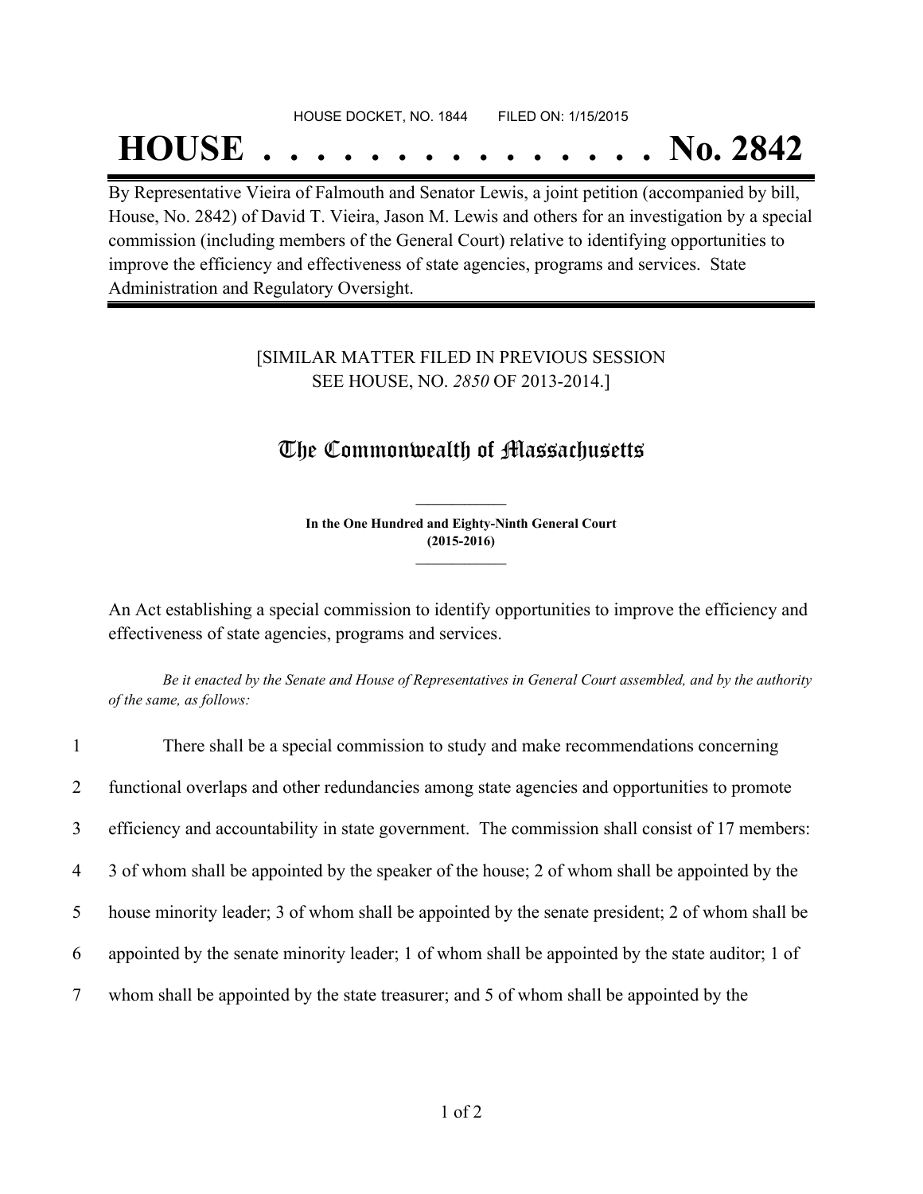HOUSE DOCKET, NO. 1844 FILED ON: 1/15/2015

# HOUSE . . . . . . . . . . . . . . . No. 2842

By Representative Vieira of Falmouth and Senator Lewis, a joint petition (accompanied by bill, House, No. 2842) of David T. Vieira, Jason M. Lewis and others for an investigation by a special commission (including members of the General Court) relative to identifying opportunities to improve the efficiency and effectiveness of state agencies, programs and services. State Administration and Regulatory Oversight.

[SIMILAR MATTER FILED IN PREVIOUS SESSION SEE HOUSE, NO. *2850* OF 2013-2014.]

## The Commonwealth of Massachusetts

**In the One Hundred and Eighty-Ninth General Court (2015-2016)**

An Act establishing a special commission to identify opportunities to improve the efficiency and effectiveness of state agencies, programs and services.

*Be it enacted by the Senate and House of Representatives in General Court assembled, and by the authority of the same, as follows:*

1 There shall be a special commission to study and make recommendations concerning
2 functional overlaps and other redundancies among state agencies and opportunities to promote
3 efficiency and accountability in state government. The commission shall consist of 17 members:
4 3 of whom shall be appointed by the speaker of the house; 2 of whom shall be appointed by the
5 house minority leader; 3 of whom shall be appointed by the senate president; 2 of whom shall be
6 appointed by the senate minority leader; 1 of whom shall be appointed by the state auditor; 1 of
7 whom shall be appointed by the state treasurer; and 5 of whom shall be appointed by the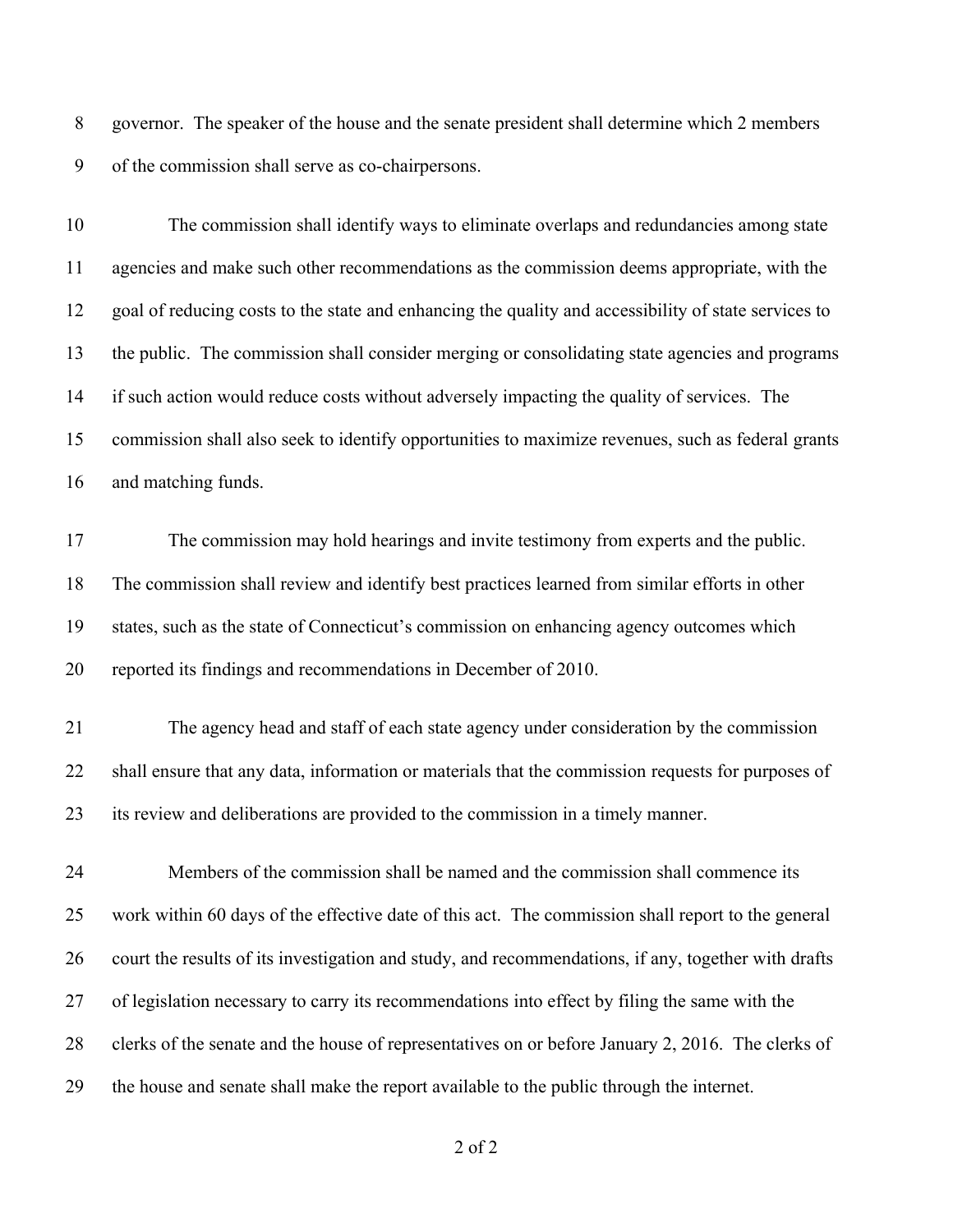governor. The speaker of the house and the senate president shall determine which 2 members of the commission shall serve as co-chairpersons.

The commission shall identify ways to eliminate overlaps and redundancies among state agencies and make such other recommendations as the commission deems appropriate, with the goal of reducing costs to the state and enhancing the quality and accessibility of state services to the public. The commission shall consider merging or consolidating state agencies and programs if such action would reduce costs without adversely impacting the quality of services. The commission shall also seek to identify opportunities to maximize revenues, such as federal grants and matching funds.

The commission may hold hearings and invite testimony from experts and the public. The commission shall review and identify best practices learned from similar efforts in other states, such as the state of Connecticut's commission on enhancing agency outcomes which reported its findings and recommendations in December of 2010.

The agency head and staff of each state agency under consideration by the commission shall ensure that any data, information or materials that the commission requests for purposes of its review and deliberations are provided to the commission in a timely manner.

Members of the commission shall be named and the commission shall commence its work within 60 days of the effective date of this act. The commission shall report to the general court the results of its investigation and study, and recommendations, if any, together with drafts of legislation necessary to carry its recommendations into effect by filing the same with the clerks of the senate and the house of representatives on or before January 2, 2016. The clerks of the house and senate shall make the report available to the public through the internet.